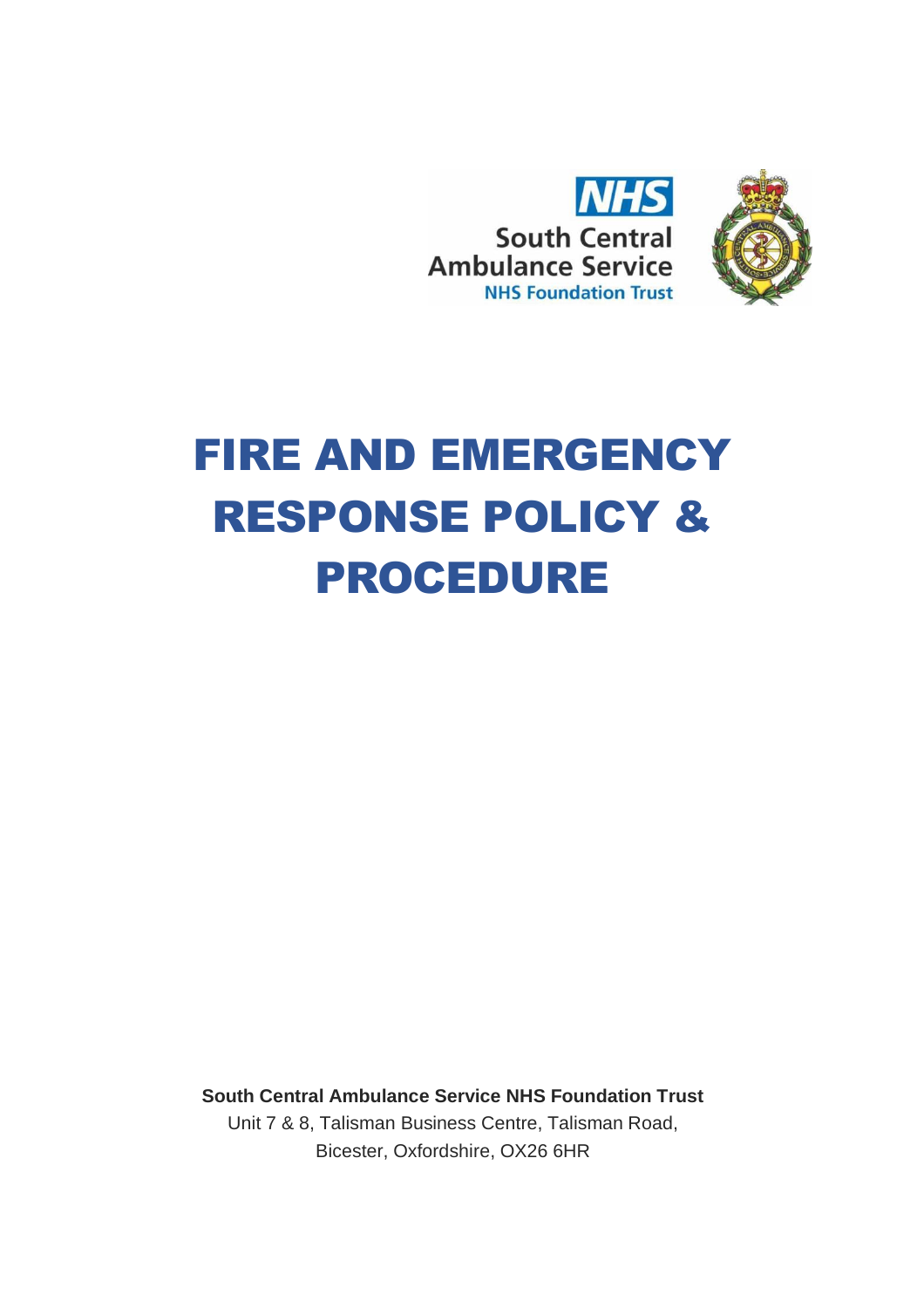NHS

South Central Ambulance Service

NHS Foundation Trust

# FIRE AND EMERGENCY RESPONSE POLICY & PROCEDURE

**South Central Ambulance Service NHS Foundation Trust**

Unit 7 & 8, Talisman Business Centre, Talisman Road,
Bicester, Oxfordshire, OX26 6HR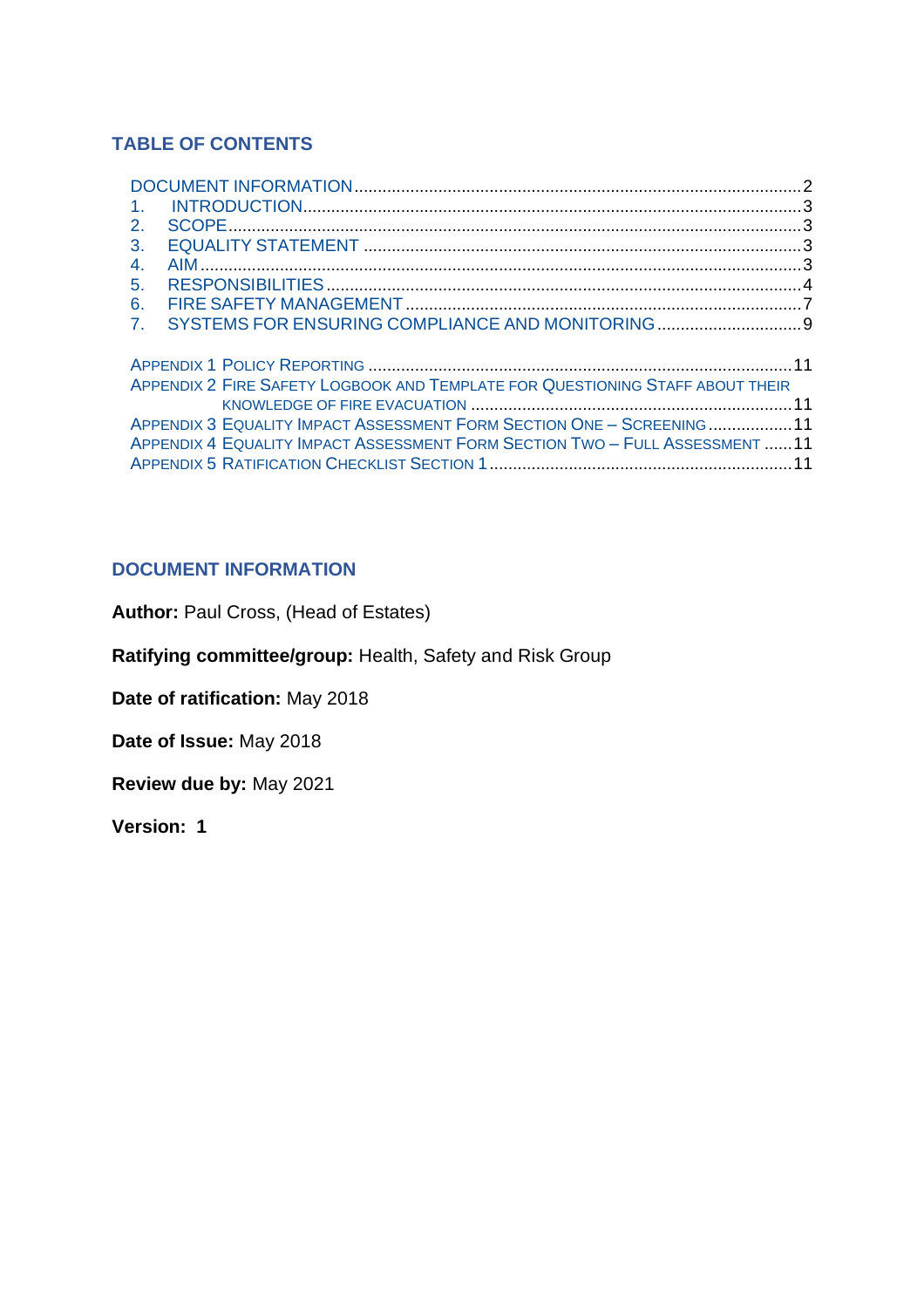## TABLE OF CONTENTS

DOCUMENT INFORMATION ..... 2
1. INTRODUCTION ..... 3
2. SCOPE ..... 3
3. EQUALITY STATEMENT ..... 3
4. AIM ..... 3
5. RESPONSIBILITIES ..... 4
6. FIRE SAFETY MANAGEMENT ..... 7
7. SYSTEMS FOR ENSURING COMPLIANCE AND MONITORING ..... 9

APPENDIX 1 POLICY REPORTING ..... 11
APPENDIX 2 FIRE SAFETY LOGBOOK AND TEMPLATE FOR QUESTIONING STAFF ABOUT THEIR KNOWLEDGE OF FIRE EVACUATION ..... 11
APPENDIX 3 EQUALITY IMPACT ASSESSMENT FORM SECTION ONE – SCREENING ..... 11
APPENDIX 4 EQUALITY IMPACT ASSESSMENT FORM SECTION TWO – FULL ASSESSMENT ..... 11
APPENDIX 5 RATIFICATION CHECKLIST SECTION 1 ..... 11

## DOCUMENT INFORMATION

**Author:** Paul Cross, (Head of Estates)

**Ratifying committee/group:** Health, Safety and Risk Group

**Date of ratification:** May 2018

**Date of Issue:** May 2018

**Review due by:** May 2021

**Version: 1**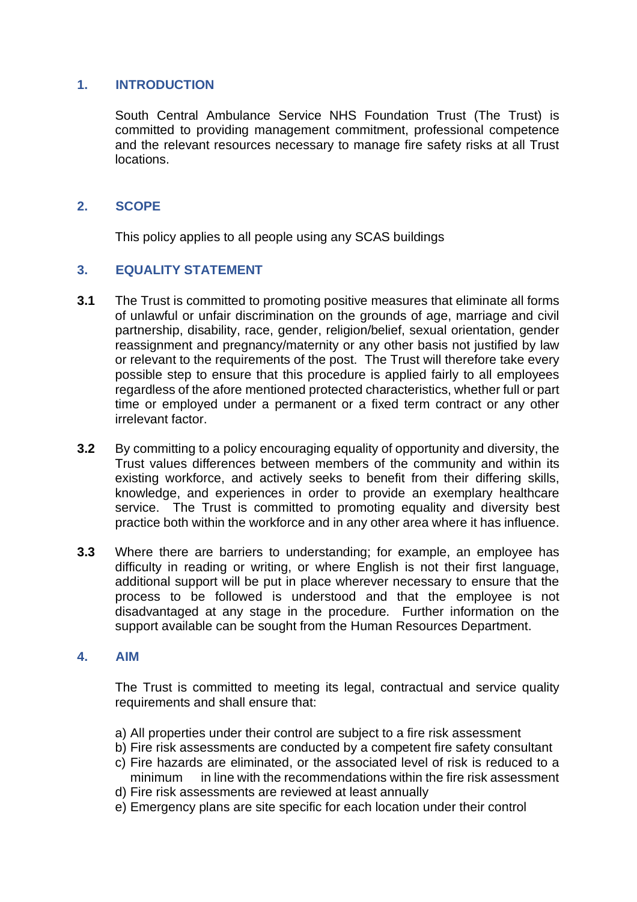## 1. INTRODUCTION

South Central Ambulance Service NHS Foundation Trust (The Trust) is committed to providing management commitment, professional competence and the relevant resources necessary to manage fire safety risks at all Trust locations.

## 2. SCOPE

This policy applies to all people using any SCAS buildings

## 3. EQUALITY STATEMENT

**3.1** The Trust is committed to promoting positive measures that eliminate all forms of unlawful or unfair discrimination on the grounds of age, marriage and civil partnership, disability, race, gender, religion/belief, sexual orientation, gender reassignment and pregnancy/maternity or any other basis not justified by law or relevant to the requirements of the post. The Trust will therefore take every possible step to ensure that this procedure is applied fairly to all employees regardless of the afore mentioned protected characteristics, whether full or part time or employed under a permanent or a fixed term contract or any other irrelevant factor.

**3.2** By committing to a policy encouraging equality of opportunity and diversity, the Trust values differences between members of the community and within its existing workforce, and actively seeks to benefit from their differing skills, knowledge, and experiences in order to provide an exemplary healthcare service. The Trust is committed to promoting equality and diversity best practice both within the workforce and in any other area where it has influence.

**3.3** Where there are barriers to understanding; for example, an employee has difficulty in reading or writing, or where English is not their first language, additional support will be put in place wherever necessary to ensure that the process to be followed is understood and that the employee is not disadvantaged at any stage in the procedure. Further information on the support available can be sought from the Human Resources Department.

## 4. AIM

The Trust is committed to meeting its legal, contractual and service quality requirements and shall ensure that:

a) All properties under their control are subject to a fire risk assessment
b) Fire risk assessments are conducted by a competent fire safety consultant
c) Fire hazards are eliminated, or the associated level of risk is reduced to a minimum in line with the recommendations within the fire risk assessment
d) Fire risk assessments are reviewed at least annually
e) Emergency plans are site specific for each location under their control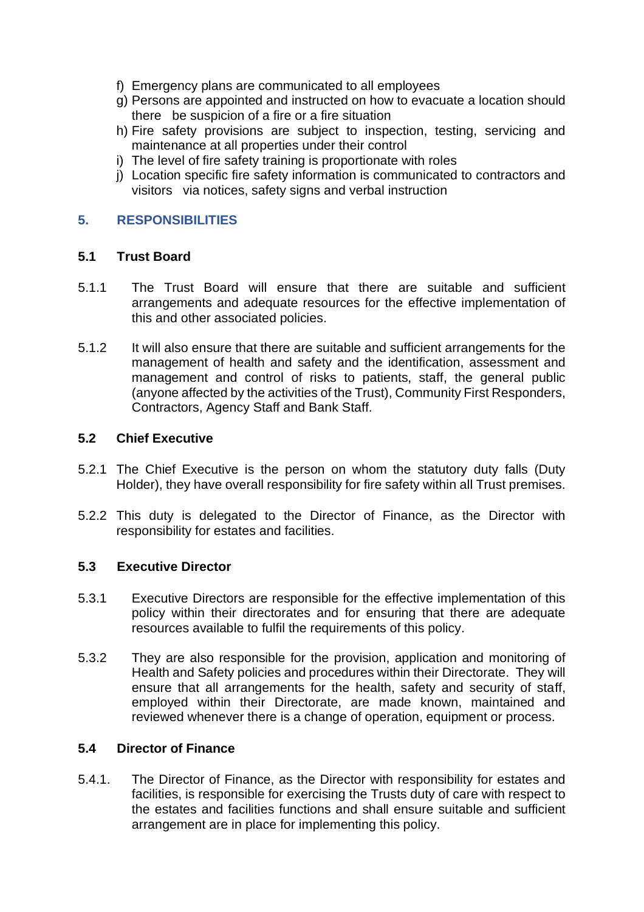f) Emergency plans are communicated to all employees
g) Persons are appointed and instructed on how to evacuate a location should there be suspicion of a fire or a fire situation
h) Fire safety provisions are subject to inspection, testing, servicing and maintenance at all properties under their control
i) The level of fire safety training is proportionate with roles
j) Location specific fire safety information is communicated to contractors and visitors via notices, safety signs and verbal instruction

## 5. RESPONSIBILITIES

### 5.1 Trust Board

5.1.1 The Trust Board will ensure that there are suitable and sufficient arrangements and adequate resources for the effective implementation of this and other associated policies.

5.1.2 It will also ensure that there are suitable and sufficient arrangements for the management of health and safety and the identification, assessment and management and control of risks to patients, staff, the general public (anyone affected by the activities of the Trust), Community First Responders, Contractors, Agency Staff and Bank Staff.

### 5.2 Chief Executive

5.2.1 The Chief Executive is the person on whom the statutory duty falls (Duty Holder), they have overall responsibility for fire safety within all Trust premises.

5.2.2 This duty is delegated to the Director of Finance, as the Director with responsibility for estates and facilities.

### 5.3 Executive Director

5.3.1 Executive Directors are responsible for the effective implementation of this policy within their directorates and for ensuring that there are adequate resources available to fulfil the requirements of this policy.

5.3.2 They are also responsible for the provision, application and monitoring of Health and Safety policies and procedures within their Directorate. They will ensure that all arrangements for the health, safety and security of staff, employed within their Directorate, are made known, maintained and reviewed whenever there is a change of operation, equipment or process.

### 5.4 Director of Finance

5.4.1. The Director of Finance, as the Director with responsibility for estates and facilities, is responsible for exercising the Trusts duty of care with respect to the estates and facilities functions and shall ensure suitable and sufficient arrangement are in place for implementing this policy.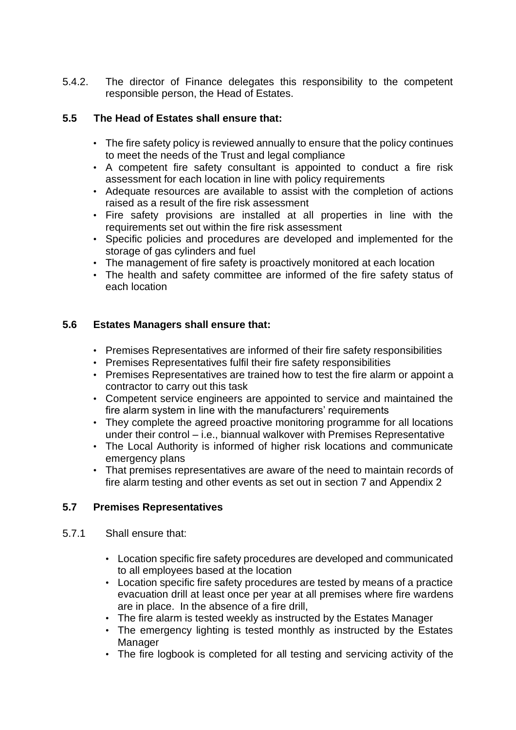5.4.2. The director of Finance delegates this responsibility to the competent responsible person, the Head of Estates.

## 5.5 The Head of Estates shall ensure that:

- The fire safety policy is reviewed annually to ensure that the policy continues to meet the needs of the Trust and legal compliance
- A competent fire safety consultant is appointed to conduct a fire risk assessment for each location in line with policy requirements
- Adequate resources are available to assist with the completion of actions raised as a result of the fire risk assessment
- Fire safety provisions are installed at all properties in line with the requirements set out within the fire risk assessment
- Specific policies and procedures are developed and implemented for the storage of gas cylinders and fuel
- The management of fire safety is proactively monitored at each location
- The health and safety committee are informed of the fire safety status of each location

## 5.6 Estates Managers shall ensure that:

- Premises Representatives are informed of their fire safety responsibilities
- Premises Representatives fulfil their fire safety responsibilities
- Premises Representatives are trained how to test the fire alarm or appoint a contractor to carry out this task
- Competent service engineers are appointed to service and maintained the fire alarm system in line with the manufacturers' requirements
- They complete the agreed proactive monitoring programme for all locations under their control – i.e., biannual walkover with Premises Representative
- The Local Authority is informed of higher risk locations and communicate emergency plans
- That premises representatives are aware of the need to maintain records of fire alarm testing and other events as set out in section 7 and Appendix 2

## 5.7 Premises Representatives

5.7.1 Shall ensure that:

- Location specific fire safety procedures are developed and communicated to all employees based at the location
- Location specific fire safety procedures are tested by means of a practice evacuation drill at least once per year at all premises where fire wardens are in place. In the absence of a fire drill,
- The fire alarm is tested weekly as instructed by the Estates Manager
- The emergency lighting is tested monthly as instructed by the Estates Manager
- The fire logbook is completed for all testing and servicing activity of the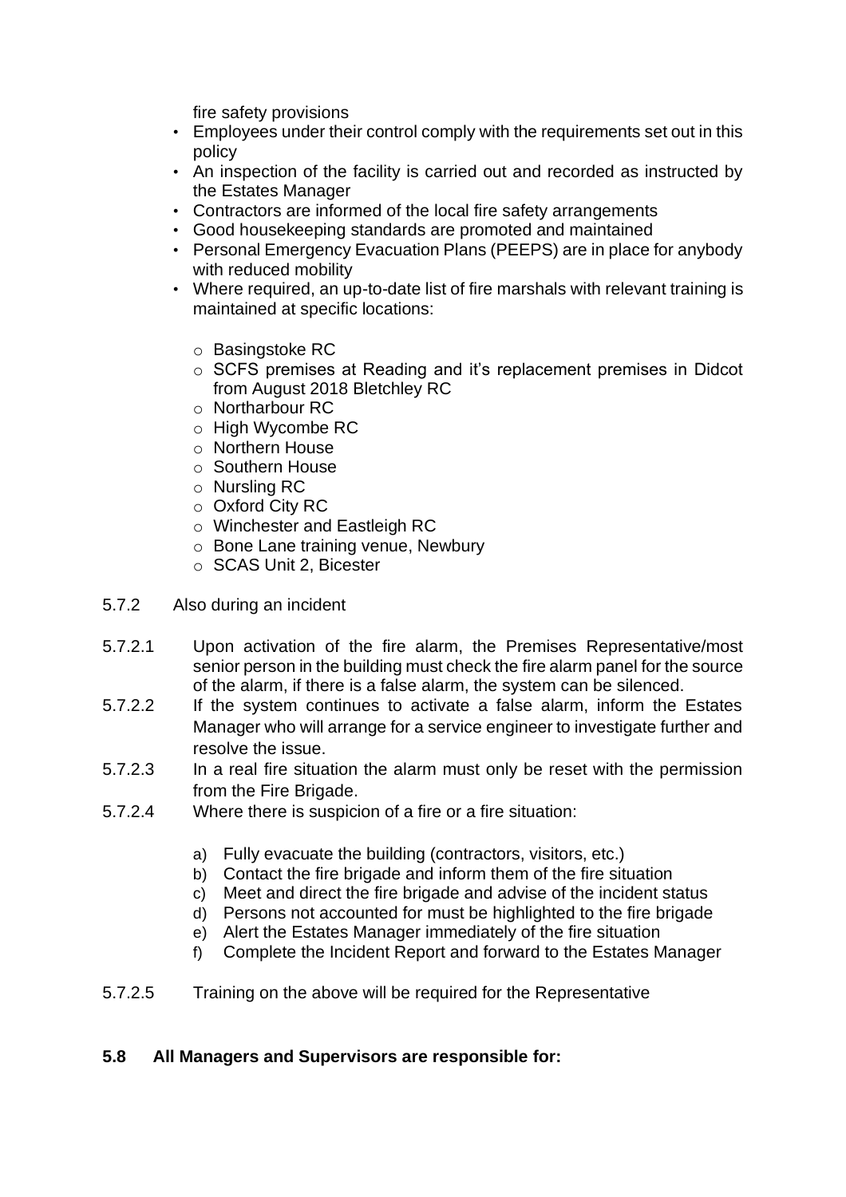fire safety provisions

- Employees under their control comply with the requirements set out in this policy
- An inspection of the facility is carried out and recorded as instructed by the Estates Manager
- Contractors are informed of the local fire safety arrangements
- Good housekeeping standards are promoted and maintained
- Personal Emergency Evacuation Plans (PEEPS) are in place for anybody with reduced mobility
- Where required, an up-to-date list of fire marshals with relevant training is maintained at specific locations:
    - Basingstoke RC
    - SCFS premises at Reading and it's replacement premises in Didcot from August 2018 Bletchley RC
    - Northarbour RC
    - High Wycombe RC
    - Northern House
    - Southern House
    - Nursling RC
    - Oxford City RC
    - Winchester and Eastleigh RC
    - Bone Lane training venue, Newbury
    - SCAS Unit 2, Bicester

5.7.2 Also during an incident

5.7.2.1 Upon activation of the fire alarm, the Premises Representative/most senior person in the building must check the fire alarm panel for the source of the alarm, if there is a false alarm, the system can be silenced.

5.7.2.2 If the system continues to activate a false alarm, inform the Estates Manager who will arrange for a service engineer to investigate further and resolve the issue.

5.7.2.3 In a real fire situation the alarm must only be reset with the permission from the Fire Brigade.

5.7.2.4 Where there is suspicion of a fire or a fire situation:

a) Fully evacuate the building (contractors, visitors, etc.)
b) Contact the fire brigade and inform them of the fire situation
c) Meet and direct the fire brigade and advise of the incident status
d) Persons not accounted for must be highlighted to the fire brigade
e) Alert the Estates Manager immediately of the fire situation
f) Complete the Incident Report and forward to the Estates Manager

5.7.2.5 Training on the above will be required for the Representative

**5.8 All Managers and Supervisors are responsible for:**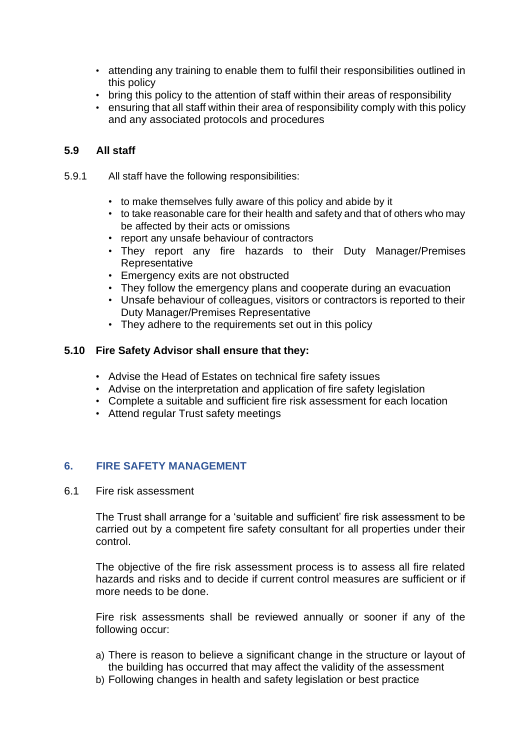- attending any training to enable them to fulfil their responsibilities outlined in this policy
- bring this policy to the attention of staff within their areas of responsibility
- ensuring that all staff within their area of responsibility comply with this policy and any associated protocols and procedures

### 5.9 All staff

5.9.1 All staff have the following responsibilities:

- to make themselves fully aware of this policy and abide by it
- to take reasonable care for their health and safety and that of others who may be affected by their acts or omissions
- report any unsafe behaviour of contractors
- They report any fire hazards to their Duty Manager/Premises Representative
- Emergency exits are not obstructed
- They follow the emergency plans and cooperate during an evacuation
- Unsafe behaviour of colleagues, visitors or contractors is reported to their Duty Manager/Premises Representative
- They adhere to the requirements set out in this policy

### 5.10 Fire Safety Advisor shall ensure that they:

- Advise the Head of Estates on technical fire safety issues
- Advise on the interpretation and application of fire safety legislation
- Complete a suitable and sufficient fire risk assessment for each location
- Attend regular Trust safety meetings

## 6. FIRE SAFETY MANAGEMENT

6.1 Fire risk assessment

The Trust shall arrange for a 'suitable and sufficient' fire risk assessment to be carried out by a competent fire safety consultant for all properties under their control.

The objective of the fire risk assessment process is to assess all fire related hazards and risks and to decide if current control measures are sufficient or if more needs to be done.

Fire risk assessments shall be reviewed annually or sooner if any of the following occur:

a) There is reason to believe a significant change in the structure or layout of the building has occurred that may affect the validity of the assessment
b) Following changes in health and safety legislation or best practice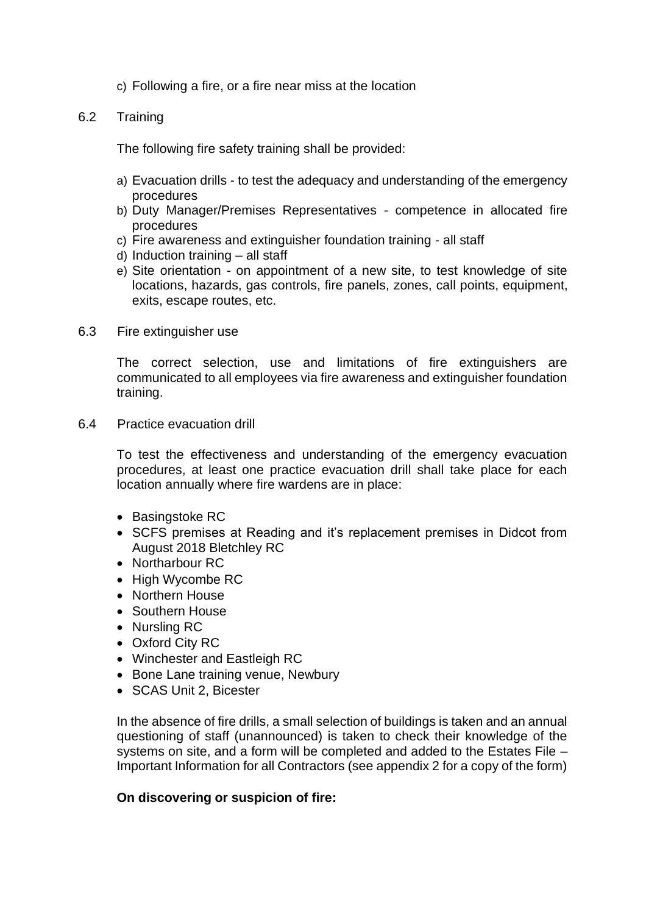c) Following a fire, or a fire near miss at the location

## 6.2 Training

The following fire safety training shall be provided:

a) Evacuation drills - to test the adequacy and understanding of the emergency procedures
b) Duty Manager/Premises Representatives - competence in allocated fire procedures
c) Fire awareness and extinguisher foundation training - all staff
d) Induction training – all staff
e) Site orientation - on appointment of a new site, to test knowledge of site locations, hazards, gas controls, fire panels, zones, call points, equipment, exits, escape routes, etc.

## 6.3 Fire extinguisher use

The correct selection, use and limitations of fire extinguishers are communicated to all employees via fire awareness and extinguisher foundation training.

## 6.4 Practice evacuation drill

To test the effectiveness and understanding of the emergency evacuation procedures, at least one practice evacuation drill shall take place for each location annually where fire wardens are in place:

- Basingstoke RC
- SCFS premises at Reading and it's replacement premises in Didcot from August 2018 Bletchley RC
- Northarbour RC
- High Wycombe RC
- Northern House
- Southern House
- Nursling RC
- Oxford City RC
- Winchester and Eastleigh RC
- Bone Lane training venue, Newbury
- SCAS Unit 2, Bicester

In the absence of fire drills, a small selection of buildings is taken and an annual questioning of staff (unannounced) is taken to check their knowledge of the systems on site, and a form will be completed and added to the Estates File – Important Information for all Contractors (see appendix 2 for a copy of the form)

**On discovering or suspicion of fire:**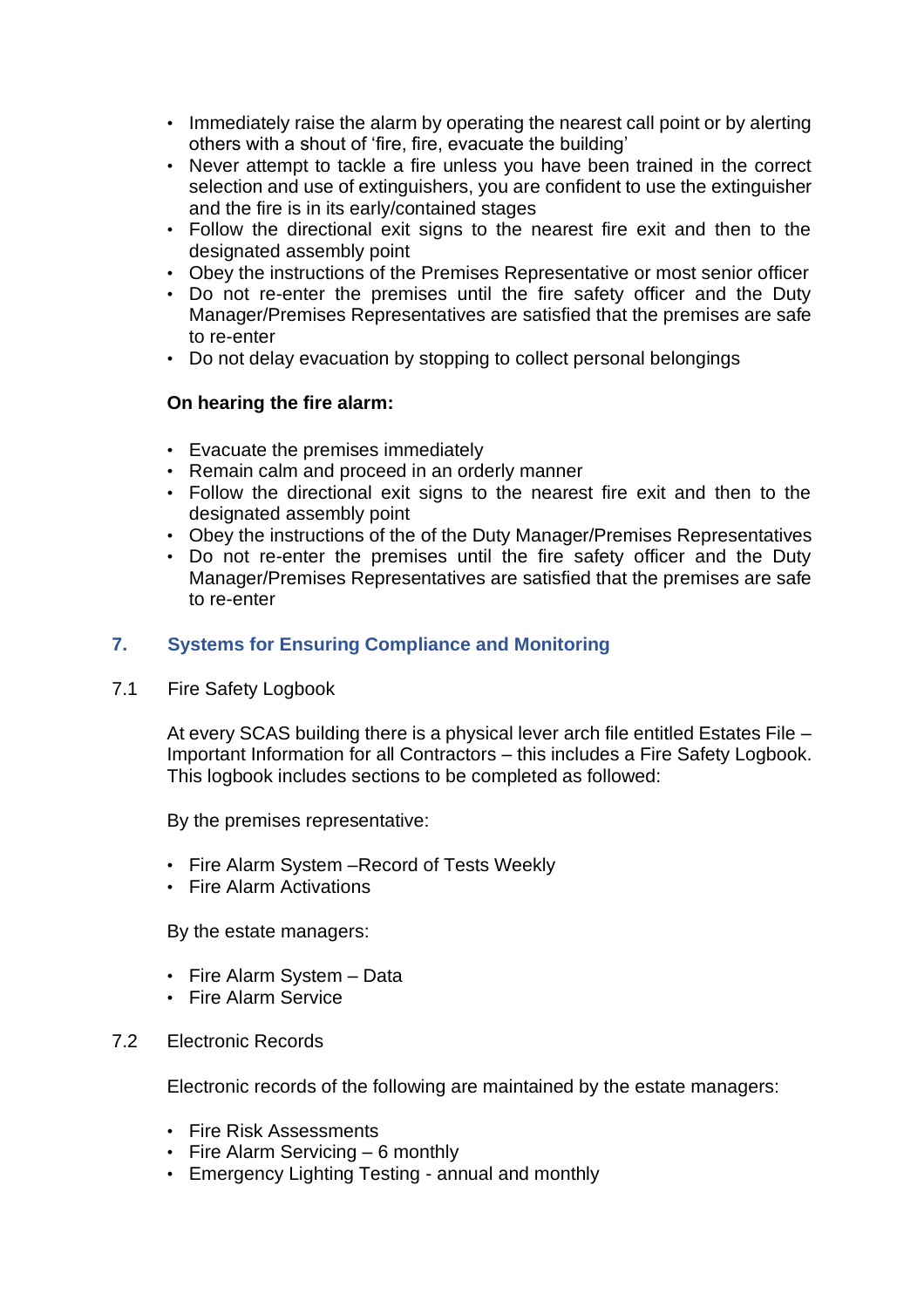- Immediately raise the alarm by operating the nearest call point or by alerting others with a shout of 'fire, fire, evacuate the building'
- Never attempt to tackle a fire unless you have been trained in the correct selection and use of extinguishers, you are confident to use the extinguisher and the fire is in its early/contained stages
- Follow the directional exit signs to the nearest fire exit and then to the designated assembly point
- Obey the instructions of the Premises Representative or most senior officer
- Do not re-enter the premises until the fire safety officer and the Duty Manager/Premises Representatives are satisfied that the premises are safe to re-enter
- Do not delay evacuation by stopping to collect personal belongings

**On hearing the fire alarm:**

- Evacuate the premises immediately
- Remain calm and proceed in an orderly manner
- Follow the directional exit signs to the nearest fire exit and then to the designated assembly point
- Obey the instructions of the of the Duty Manager/Premises Representatives
- Do not re-enter the premises until the fire safety officer and the Duty Manager/Premises Representatives are satisfied that the premises are safe to re-enter

## 7. Systems for Ensuring Compliance and Monitoring

### 7.1 Fire Safety Logbook

At every SCAS building there is a physical lever arch file entitled Estates File – Important Information for all Contractors – this includes a Fire Safety Logbook. This logbook includes sections to be completed as followed:

By the premises representative:

- Fire Alarm System –Record of Tests Weekly
- Fire Alarm Activations

By the estate managers:

- Fire Alarm System – Data
- Fire Alarm Service

### 7.2 Electronic Records

Electronic records of the following are maintained by the estate managers:

- Fire Risk Assessments
- Fire Alarm Servicing – 6 monthly
- Emergency Lighting Testing - annual and monthly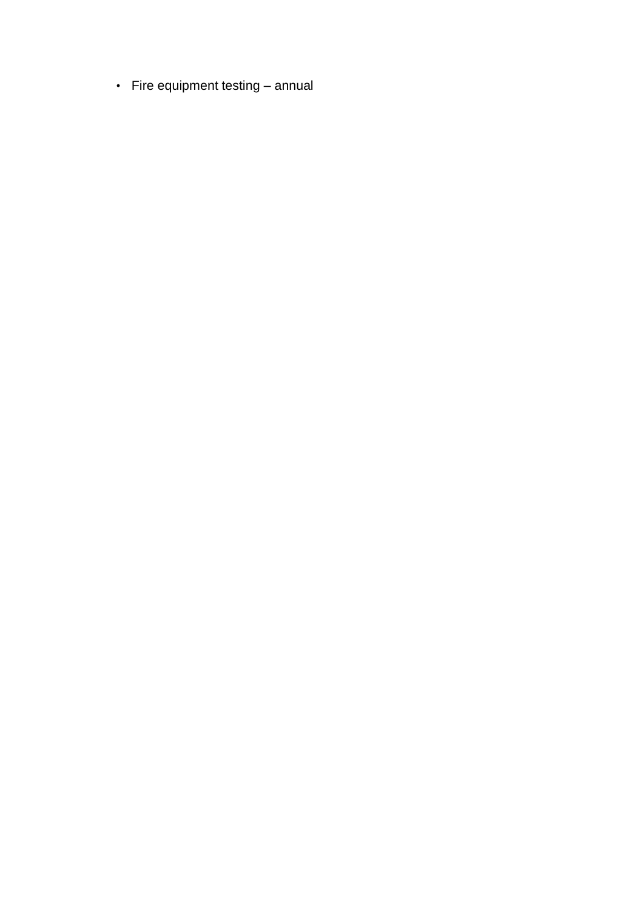- Fire equipment testing – annual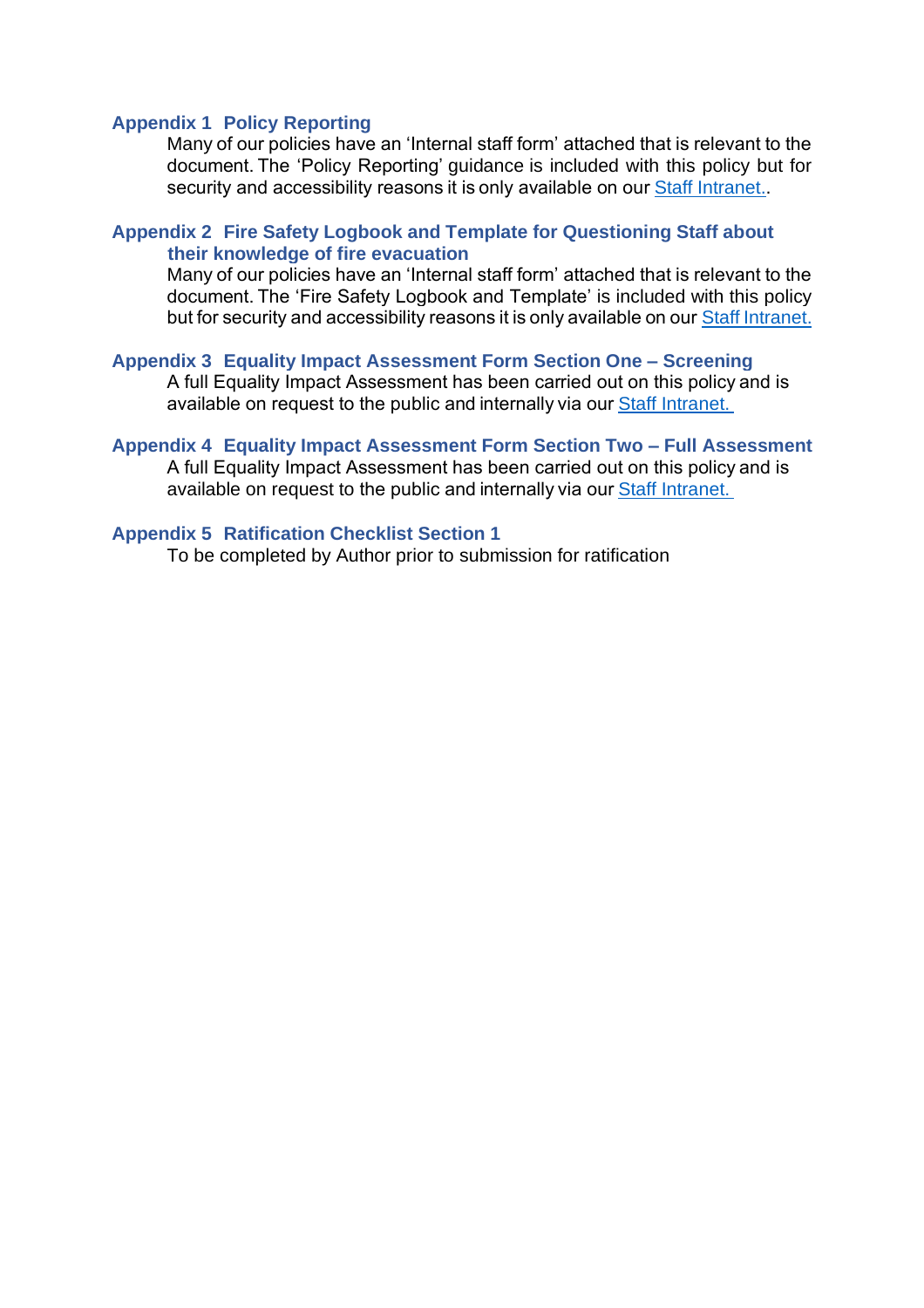### Appendix 1 Policy Reporting

Many of our policies have an 'Internal staff form' attached that is relevant to the document. The 'Policy Reporting' guidance is included with this policy but for security and accessibility reasons it is only available on our Staff Intranet..

### Appendix 2 Fire Safety Logbook and Template for Questioning Staff about their knowledge of fire evacuation

Many of our policies have an 'Internal staff form' attached that is relevant to the document. The 'Fire Safety Logbook and Template' is included with this policy but for security and accessibility reasons it is only available on our Staff Intranet.

### Appendix 3 Equality Impact Assessment Form Section One – Screening

A full Equality Impact Assessment has been carried out on this policy and is available on request to the public and internally via our Staff Intranet.

### Appendix 4 Equality Impact Assessment Form Section Two – Full Assessment

A full Equality Impact Assessment has been carried out on this policy and is available on request to the public and internally via our Staff Intranet.

### Appendix 5 Ratification Checklist Section 1

To be completed by Author prior to submission for ratification